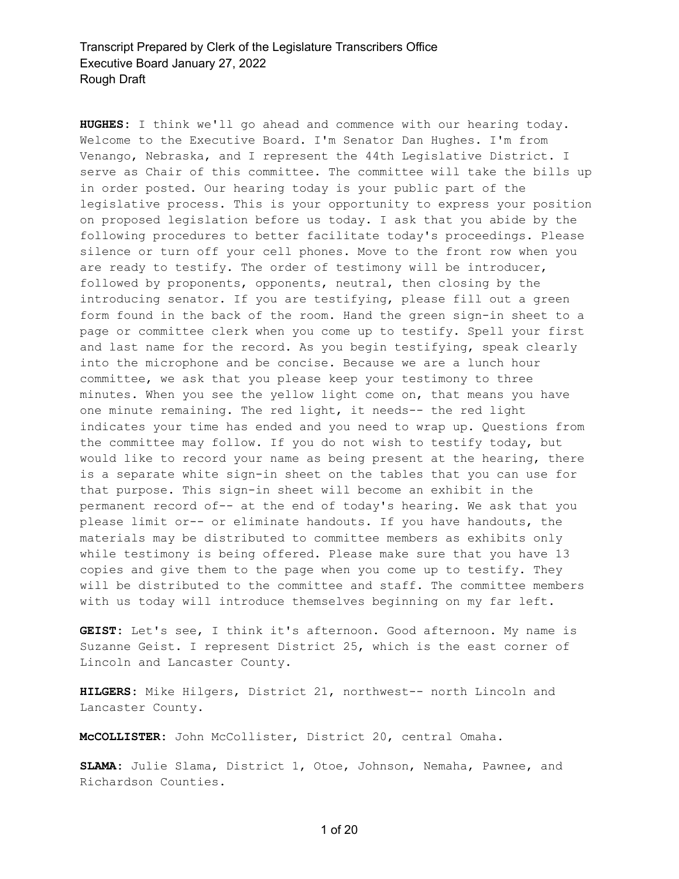**HUGHES:** I think we'll go ahead and commence with our hearing today. Welcome to the Executive Board. I'm Senator Dan Hughes. I'm from Venango, Nebraska, and I represent the 44th Legislative District. I serve as Chair of this committee. The committee will take the bills up in order posted. Our hearing today is your public part of the legislative process. This is your opportunity to express your position on proposed legislation before us today. I ask that you abide by the following procedures to better facilitate today's proceedings. Please silence or turn off your cell phones. Move to the front row when you are ready to testify. The order of testimony will be introducer, followed by proponents, opponents, neutral, then closing by the introducing senator. If you are testifying, please fill out a green form found in the back of the room. Hand the green sign-in sheet to a page or committee clerk when you come up to testify. Spell your first and last name for the record. As you begin testifying, speak clearly into the microphone and be concise. Because we are a lunch hour committee, we ask that you please keep your testimony to three minutes. When you see the yellow light come on, that means you have one minute remaining. The red light, it needs-- the red light indicates your time has ended and you need to wrap up. Questions from the committee may follow. If you do not wish to testify today, but would like to record your name as being present at the hearing, there is a separate white sign-in sheet on the tables that you can use for that purpose. This sign-in sheet will become an exhibit in the permanent record of-- at the end of today's hearing. We ask that you please limit or-- or eliminate handouts. If you have handouts, the materials may be distributed to committee members as exhibits only while testimony is being offered. Please make sure that you have 13 copies and give them to the page when you come up to testify. They will be distributed to the committee and staff. The committee members with us today will introduce themselves beginning on my far left.

**GEIST:** Let's see, I think it's afternoon. Good afternoon. My name is Suzanne Geist. I represent District 25, which is the east corner of Lincoln and Lancaster County.

**HILGERS:** Mike Hilgers, District 21, northwest-- north Lincoln and Lancaster County.

**McCOLLISTER:** John McCollister, District 20, central Omaha.

**SLAMA:** Julie Slama, District 1, Otoe, Johnson, Nemaha, Pawnee, and Richardson Counties.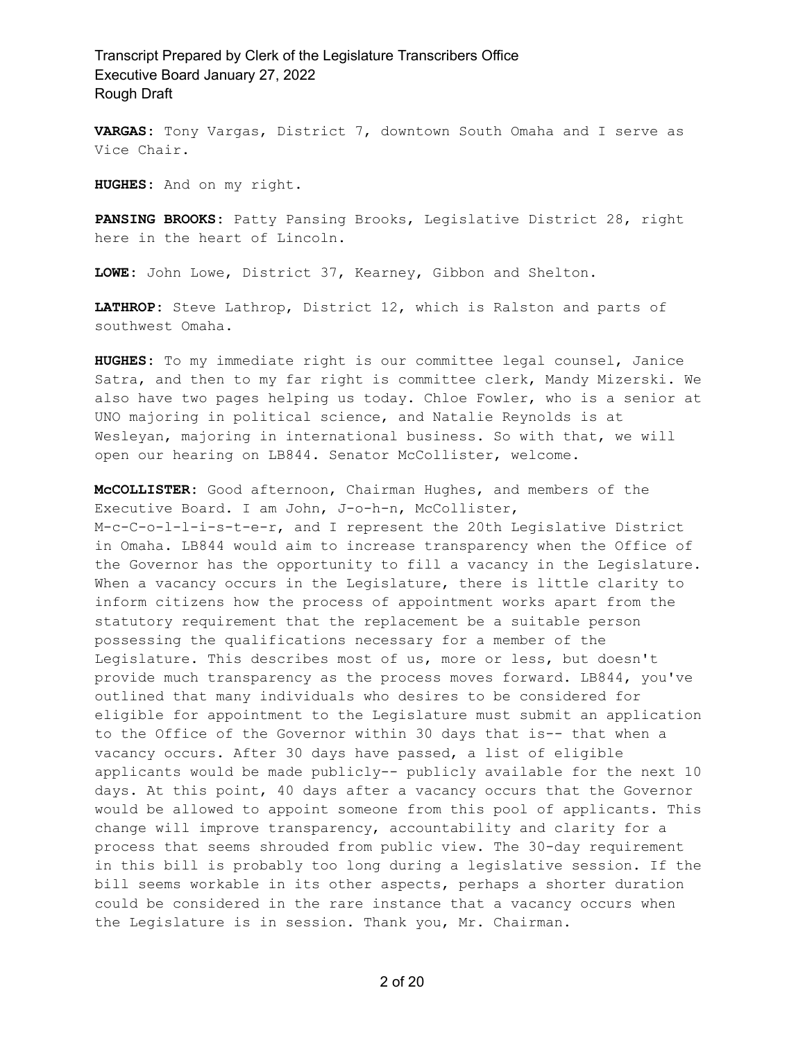**VARGAS:** Tony Vargas, District 7, downtown South Omaha and I serve as Vice Chair.

**HUGHES:** And on my right.

**PANSING BROOKS:** Patty Pansing Brooks, Legislative District 28, right here in the heart of Lincoln.

**LOWE:** John Lowe, District 37, Kearney, Gibbon and Shelton.

**LATHROP:** Steve Lathrop, District 12, which is Ralston and parts of southwest Omaha.

**HUGHES:** To my immediate right is our committee legal counsel, Janice Satra, and then to my far right is committee clerk, Mandy Mizerski. We also have two pages helping us today. Chloe Fowler, who is a senior at UNO majoring in political science, and Natalie Reynolds is at Wesleyan, majoring in international business. So with that, we will open our hearing on LB844. Senator McCollister, welcome.

**McCOLLISTER:** Good afternoon, Chairman Hughes, and members of the Executive Board. I am John, J-o-h-n, McCollister, M-c-C-o-l-l-i-s-t-e-r, and I represent the 20th Legislative District in Omaha. LB844 would aim to increase transparency when the Office of the Governor has the opportunity to fill a vacancy in the Legislature. When a vacancy occurs in the Legislature, there is little clarity to inform citizens how the process of appointment works apart from the statutory requirement that the replacement be a suitable person possessing the qualifications necessary for a member of the Legislature. This describes most of us, more or less, but doesn't provide much transparency as the process moves forward. LB844, you've outlined that many individuals who desires to be considered for eligible for appointment to the Legislature must submit an application to the Office of the Governor within 30 days that is-- that when a vacancy occurs. After 30 days have passed, a list of eligible applicants would be made publicly-- publicly available for the next 10 days. At this point, 40 days after a vacancy occurs that the Governor would be allowed to appoint someone from this pool of applicants. This change will improve transparency, accountability and clarity for a process that seems shrouded from public view. The 30-day requirement in this bill is probably too long during a legislative session. If the bill seems workable in its other aspects, perhaps a shorter duration could be considered in the rare instance that a vacancy occurs when the Legislature is in session. Thank you, Mr. Chairman.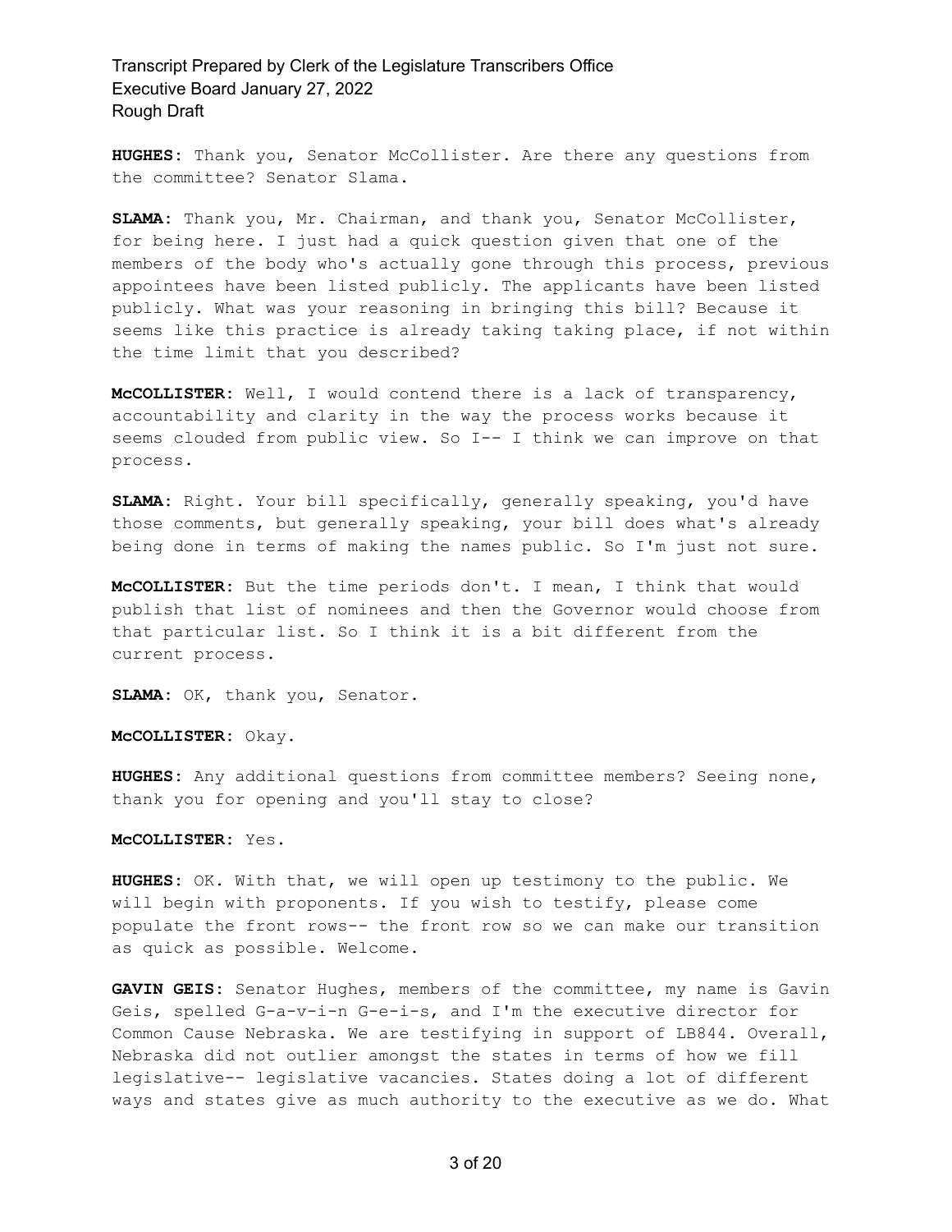**HUGHES:** Thank you, Senator McCollister. Are there any questions from the committee? Senator Slama.

**SLAMA:** Thank you, Mr. Chairman, and thank you, Senator McCollister, for being here. I just had a quick question given that one of the members of the body who's actually gone through this process, previous appointees have been listed publicly. The applicants have been listed publicly. What was your reasoning in bringing this bill? Because it seems like this practice is already taking taking place, if not within the time limit that you described?

**McCOLLISTER:** Well, I would contend there is a lack of transparency, accountability and clarity in the way the process works because it seems clouded from public view. So I-- I think we can improve on that process.

**SLAMA:** Right. Your bill specifically, generally speaking, you'd have those comments, but generally speaking, your bill does what's already being done in terms of making the names public. So I'm just not sure.

**McCOLLISTER:** But the time periods don't. I mean, I think that would publish that list of nominees and then the Governor would choose from that particular list. So I think it is a bit different from the current process.

**SLAMA:** OK, thank you, Senator.

**McCOLLISTER:** Okay.

**HUGHES:** Any additional questions from committee members? Seeing none, thank you for opening and you'll stay to close?

**McCOLLISTER:** Yes.

**HUGHES:** OK. With that, we will open up testimony to the public. We will begin with proponents. If you wish to testify, please come populate the front rows-- the front row so we can make our transition as quick as possible. Welcome.

**GAVIN GEIS:** Senator Hughes, members of the committee, my name is Gavin Geis, spelled G-a-v-i-n G-e-i-s, and I'm the executive director for Common Cause Nebraska. We are testifying in support of LB844. Overall, Nebraska did not outlier amongst the states in terms of how we fill legislative-- legislative vacancies. States doing a lot of different ways and states give as much authority to the executive as we do. What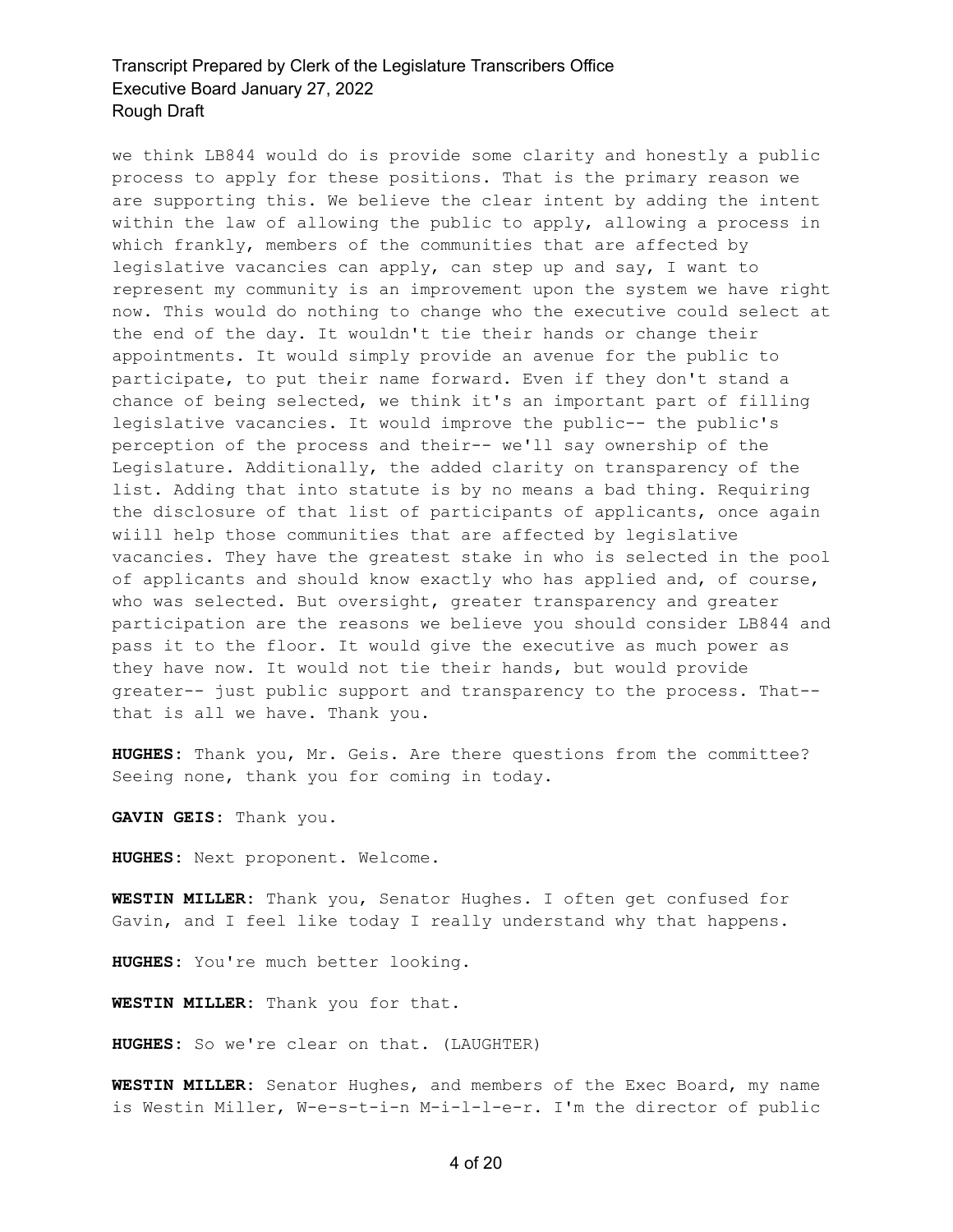we think LB844 would do is provide some clarity and honestly a public process to apply for these positions. That is the primary reason we are supporting this. We believe the clear intent by adding the intent within the law of allowing the public to apply, allowing a process in which frankly, members of the communities that are affected by legislative vacancies can apply, can step up and say, I want to represent my community is an improvement upon the system we have right now. This would do nothing to change who the executive could select at the end of the day. It wouldn't tie their hands or change their appointments. It would simply provide an avenue for the public to participate, to put their name forward. Even if they don't stand a chance of being selected, we think it's an important part of filling legislative vacancies. It would improve the public-- the public's perception of the process and their-- we'll say ownership of the Legislature. Additionally, the added clarity on transparency of the list. Adding that into statute is by no means a bad thing. Requiring the disclosure of that list of participants of applicants, once again wiill help those communities that are affected by legislative vacancies. They have the greatest stake in who is selected in the pool of applicants and should know exactly who has applied and, of course, who was selected. But oversight, greater transparency and greater participation are the reasons we believe you should consider LB844 and pass it to the floor. It would give the executive as much power as they have now. It would not tie their hands, but would provide greater-- just public support and transparency to the process. That-- that is all we have. Thank you.

**HUGHES:** Thank you, Mr. Geis. Are there questions from the committee? Seeing none, thank you for coming in today.

**GAVIN GEIS:** Thank you.

**HUGHES:** Next proponent. Welcome.

**WESTIN MILLER:** Thank you, Senator Hughes. I often get confused for Gavin, and I feel like today I really understand why that happens.

**HUGHES:** You're much better looking.

**WESTIN MILLER:** Thank you for that.

**HUGHES:** So we're clear on that. (LAUGHTER)

**WESTIN MILLER:** Senator Hughes, and members of the Exec Board, my name is Westin Miller, W-e-s-t-i-n M-i-l-l-e-r. I'm the director of public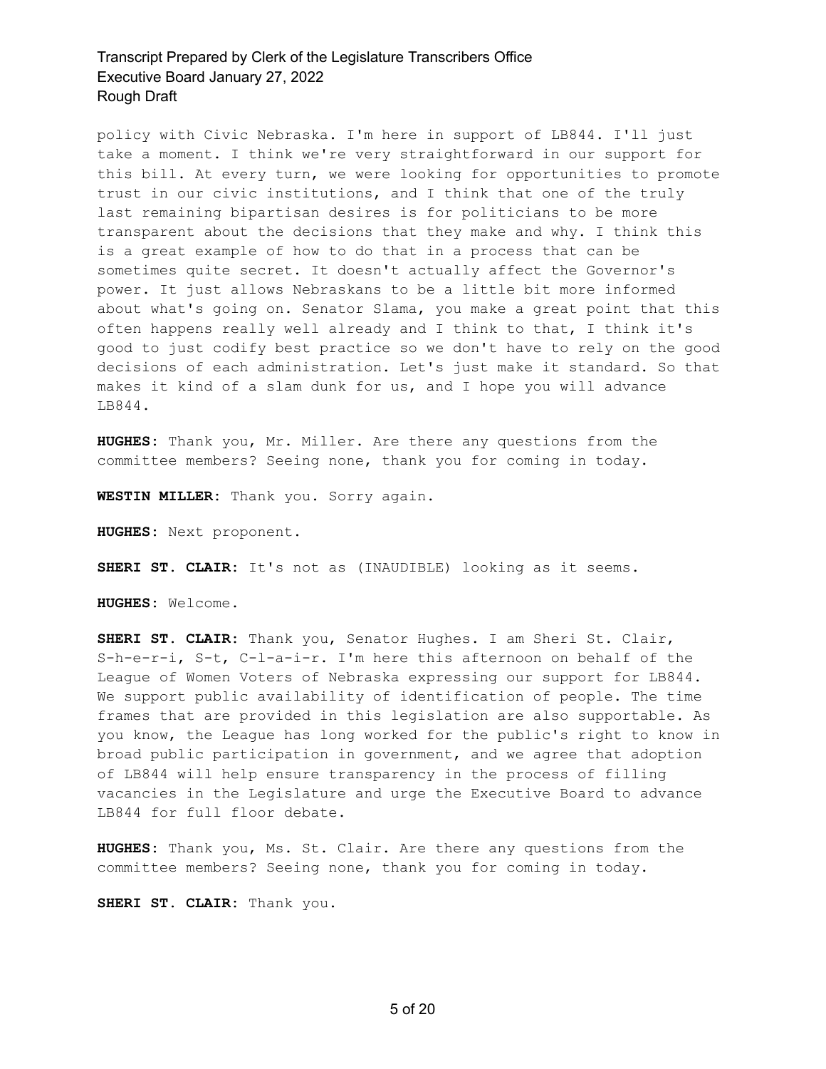policy with Civic Nebraska. I'm here in support of LB844. I'll just take a moment. I think we're very straightforward in our support for this bill. At every turn, we were looking for opportunities to promote trust in our civic institutions, and I think that one of the truly last remaining bipartisan desires is for politicians to be more transparent about the decisions that they make and why. I think this is a great example of how to do that in a process that can be sometimes quite secret. It doesn't actually affect the Governor's power. It just allows Nebraskans to be a little bit more informed about what's going on. Senator Slama, you make a great point that this often happens really well already and I think to that, I think it's good to just codify best practice so we don't have to rely on the good decisions of each administration. Let's just make it standard. So that makes it kind of a slam dunk for us, and I hope you will advance LB844.

**HUGHES:** Thank you, Mr. Miller. Are there any questions from the committee members? Seeing none, thank you for coming in today.

**WESTIN MILLER:** Thank you. Sorry again.

**HUGHES:** Next proponent.

**SHERI ST. CLAIR:** It's not as (INAUDIBLE) looking as it seems.

**HUGHES:** Welcome.

**SHERI ST. CLAIR:** Thank you, Senator Hughes. I am Sheri St. Clair, S-h-e-r-i, S-t, C-l-a-i-r. I'm here this afternoon on behalf of the League of Women Voters of Nebraska expressing our support for LB844. We support public availability of identification of people. The time frames that are provided in this legislation are also supportable. As you know, the League has long worked for the public's right to know in broad public participation in government, and we agree that adoption of LB844 will help ensure transparency in the process of filling vacancies in the Legislature and urge the Executive Board to advance LB844 for full floor debate.

**HUGHES:** Thank you, Ms. St. Clair. Are there any questions from the committee members? Seeing none, thank you for coming in today.

**SHERI ST. CLAIR:** Thank you.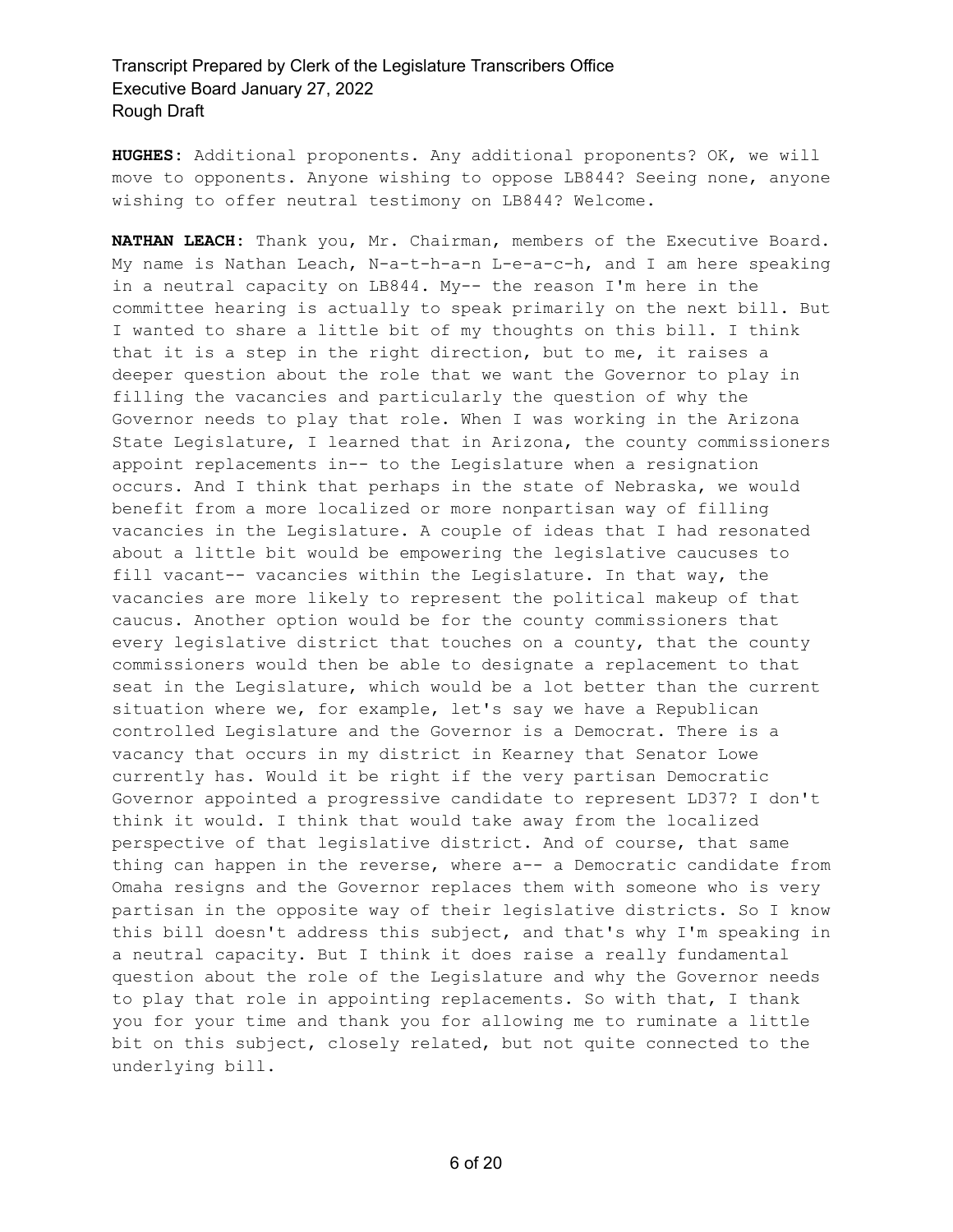**HUGHES:** Additional proponents. Any additional proponents? OK, we will move to opponents. Anyone wishing to oppose LB844? Seeing none, anyone wishing to offer neutral testimony on LB844? Welcome.

**NATHAN LEACH:** Thank you, Mr. Chairman, members of the Executive Board. My name is Nathan Leach, N-a-t-h-a-n L-e-a-c-h, and I am here speaking in a neutral capacity on LB844. My-- the reason I'm here in the committee hearing is actually to speak primarily on the next bill. But I wanted to share a little bit of my thoughts on this bill. I think that it is a step in the right direction, but to me, it raises a deeper question about the role that we want the Governor to play in filling the vacancies and particularly the question of why the Governor needs to play that role. When I was working in the Arizona State Legislature, I learned that in Arizona, the county commissioners appoint replacements in-- to the Legislature when a resignation occurs. And I think that perhaps in the state of Nebraska, we would benefit from a more localized or more nonpartisan way of filling vacancies in the Legislature. A couple of ideas that I had resonated about a little bit would be empowering the legislative caucuses to fill vacant-- vacancies within the Legislature. In that way, the vacancies are more likely to represent the political makeup of that caucus. Another option would be for the county commissioners that every legislative district that touches on a county, that the county commissioners would then be able to designate a replacement to that seat in the Legislature, which would be a lot better than the current situation where we, for example, let's say we have a Republican controlled Legislature and the Governor is a Democrat. There is a vacancy that occurs in my district in Kearney that Senator Lowe currently has. Would it be right if the very partisan Democratic Governor appointed a progressive candidate to represent LD37? I don't think it would. I think that would take away from the localized perspective of that legislative district. And of course, that same thing can happen in the reverse, where a-- a Democratic candidate from Omaha resigns and the Governor replaces them with someone who is very partisan in the opposite way of their legislative districts. So I know this bill doesn't address this subject, and that's why I'm speaking in a neutral capacity. But I think it does raise a really fundamental question about the role of the Legislature and why the Governor needs to play that role in appointing replacements. So with that, I thank you for your time and thank you for allowing me to ruminate a little bit on this subject, closely related, but not quite connected to the underlying bill.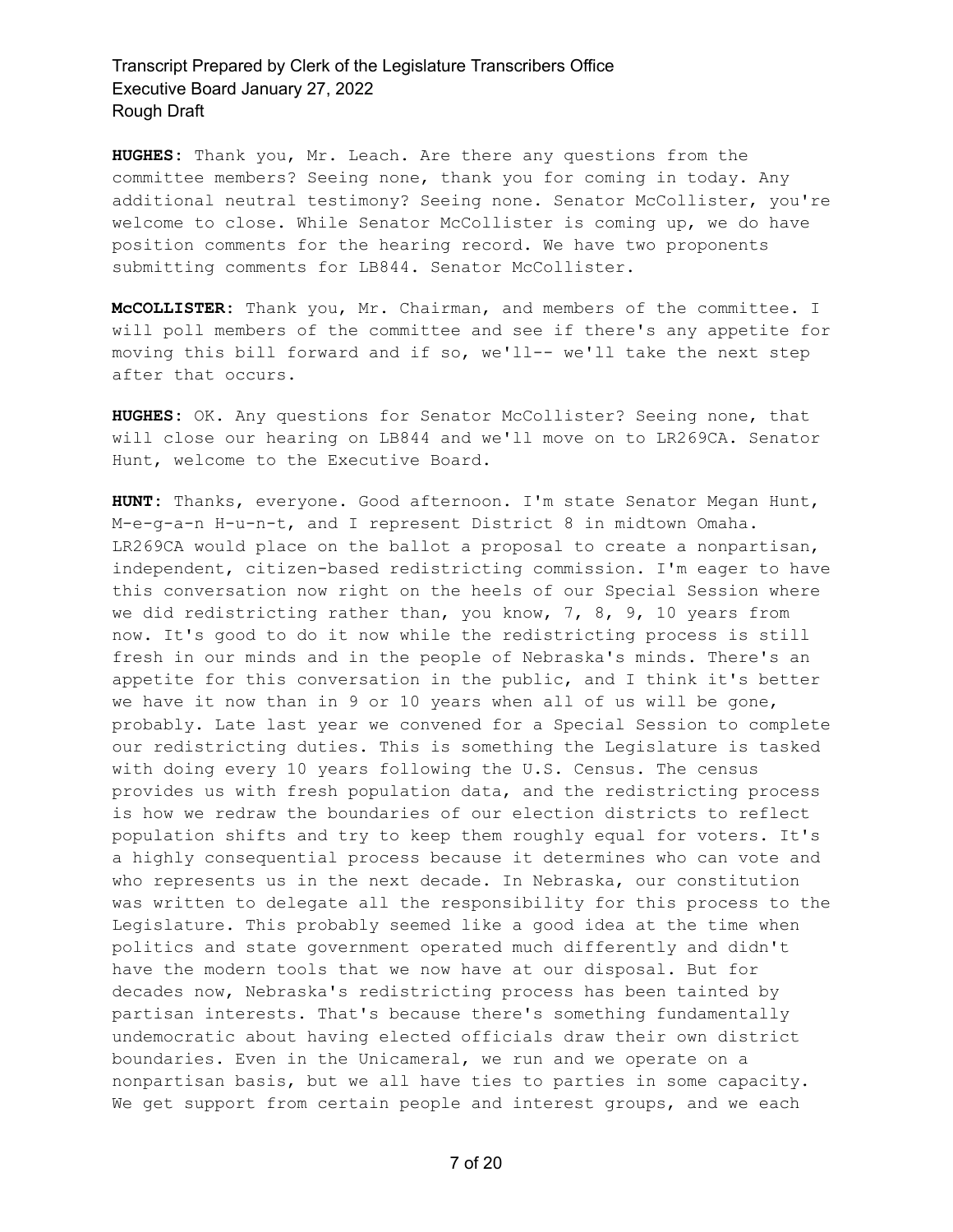**HUGHES:** Thank you, Mr. Leach. Are there any questions from the committee members? Seeing none, thank you for coming in today. Any additional neutral testimony? Seeing none. Senator McCollister, you're welcome to close. While Senator McCollister is coming up, we do have position comments for the hearing record. We have two proponents submitting comments for LB844. Senator McCollister.

**McCOLLISTER:** Thank you, Mr. Chairman, and members of the committee. I will poll members of the committee and see if there's any appetite for moving this bill forward and if so, we'll-- we'll take the next step after that occurs.

**HUGHES:** OK. Any questions for Senator McCollister? Seeing none, that will close our hearing on LB844 and we'll move on to LR269CA. Senator Hunt, welcome to the Executive Board.

**HUNT:** Thanks, everyone. Good afternoon. I'm state Senator Megan Hunt, M-e-g-a-n H-u-n-t, and I represent District 8 in midtown Omaha. LR269CA would place on the ballot a proposal to create a nonpartisan, independent, citizen-based redistricting commission. I'm eager to have this conversation now right on the heels of our Special Session where we did redistricting rather than, you know, 7, 8, 9, 10 years from now. It's good to do it now while the redistricting process is still fresh in our minds and in the people of Nebraska's minds. There's an appetite for this conversation in the public, and I think it's better we have it now than in 9 or 10 years when all of us will be gone, probably. Late last year we convened for a Special Session to complete our redistricting duties. This is something the Legislature is tasked with doing every 10 years following the U.S. Census. The census provides us with fresh population data, and the redistricting process is how we redraw the boundaries of our election districts to reflect population shifts and try to keep them roughly equal for voters. It's a highly consequential process because it determines who can vote and who represents us in the next decade. In Nebraska, our constitution was written to delegate all the responsibility for this process to the Legislature. This probably seemed like a good idea at the time when politics and state government operated much differently and didn't have the modern tools that we now have at our disposal. But for decades now, Nebraska's redistricting process has been tainted by partisan interests. That's because there's something fundamentally undemocratic about having elected officials draw their own district boundaries. Even in the Unicameral, we run and we operate on a nonpartisan basis, but we all have ties to parties in some capacity. We get support from certain people and interest groups, and we each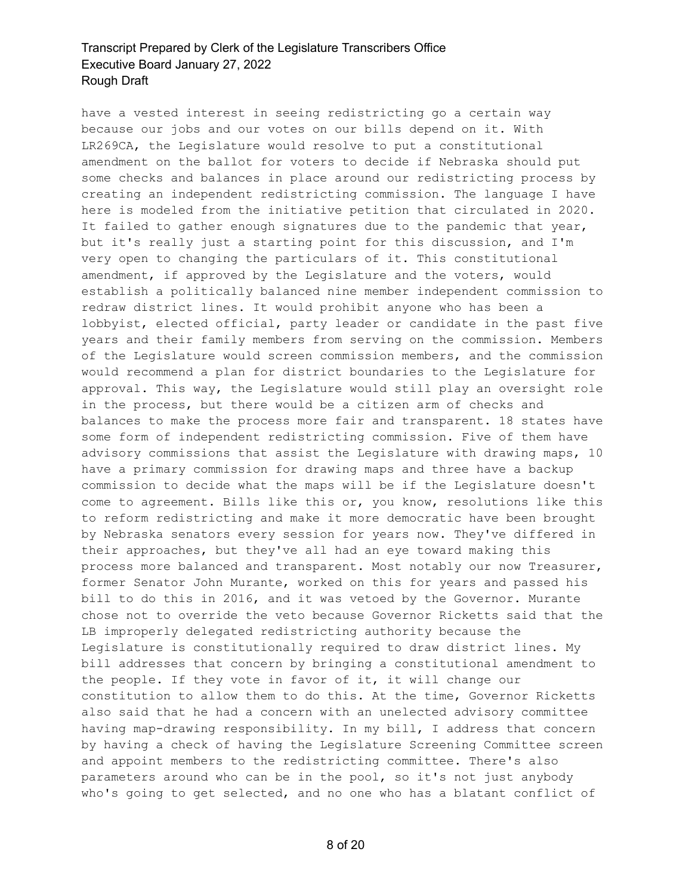have a vested interest in seeing redistricting go a certain way because our jobs and our votes on our bills depend on it. With LR269CA, the Legislature would resolve to put a constitutional amendment on the ballot for voters to decide if Nebraska should put some checks and balances in place around our redistricting process by creating an independent redistricting commission. The language I have here is modeled from the initiative petition that circulated in 2020. It failed to gather enough signatures due to the pandemic that year, but it's really just a starting point for this discussion, and I'm very open to changing the particulars of it. This constitutional amendment, if approved by the Legislature and the voters, would establish a politically balanced nine member independent commission to redraw district lines. It would prohibit anyone who has been a lobbyist, elected official, party leader or candidate in the past five years and their family members from serving on the commission. Members of the Legislature would screen commission members, and the commission would recommend a plan for district boundaries to the Legislature for approval. This way, the Legislature would still play an oversight role in the process, but there would be a citizen arm of checks and balances to make the process more fair and transparent. 18 states have some form of independent redistricting commission. Five of them have advisory commissions that assist the Legislature with drawing maps, 10 have a primary commission for drawing maps and three have a backup commission to decide what the maps will be if the Legislature doesn't come to agreement. Bills like this or, you know, resolutions like this to reform redistricting and make it more democratic have been brought by Nebraska senators every session for years now. They've differed in their approaches, but they've all had an eye toward making this process more balanced and transparent. Most notably our now Treasurer, former Senator John Murante, worked on this for years and passed his bill to do this in 2016, and it was vetoed by the Governor. Murante chose not to override the veto because Governor Ricketts said that the LB improperly delegated redistricting authority because the Legislature is constitutionally required to draw district lines. My bill addresses that concern by bringing a constitutional amendment to the people. If they vote in favor of it, it will change our constitution to allow them to do this. At the time, Governor Ricketts also said that he had a concern with an unelected advisory committee having map-drawing responsibility. In my bill, I address that concern by having a check of having the Legislature Screening Committee screen and appoint members to the redistricting committee. There's also parameters around who can be in the pool, so it's not just anybody who's going to get selected, and no one who has a blatant conflict of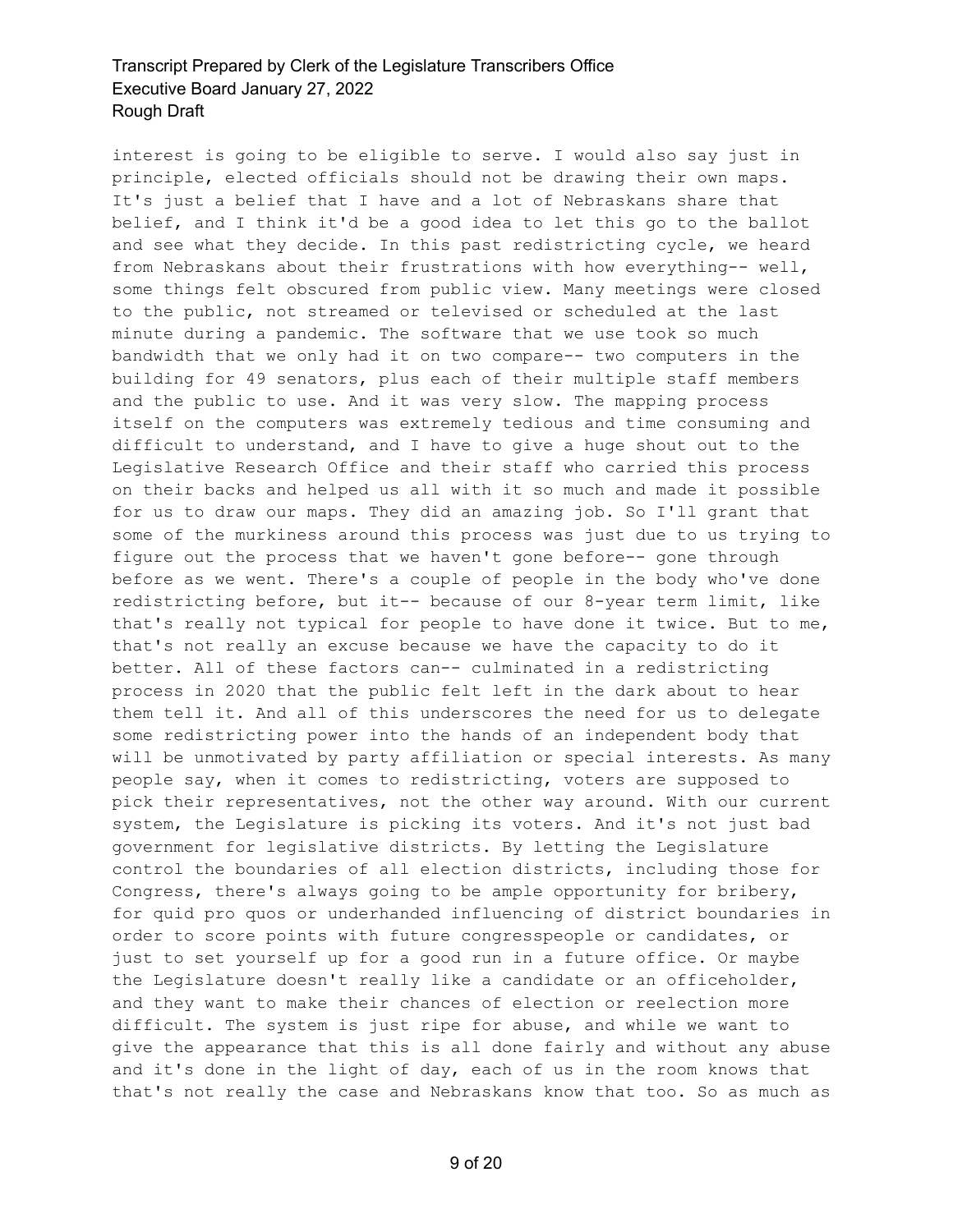interest is going to be eligible to serve. I would also say just in principle, elected officials should not be drawing their own maps. It's just a belief that I have and a lot of Nebraskans share that belief, and I think it'd be a good idea to let this go to the ballot and see what they decide. In this past redistricting cycle, we heard from Nebraskans about their frustrations with how everything-- well, some things felt obscured from public view. Many meetings were closed to the public, not streamed or televised or scheduled at the last minute during a pandemic. The software that we use took so much bandwidth that we only had it on two compare-- two computers in the building for 49 senators, plus each of their multiple staff members and the public to use. And it was very slow. The mapping process itself on the computers was extremely tedious and time consuming and difficult to understand, and I have to give a huge shout out to the Legislative Research Office and their staff who carried this process on their backs and helped us all with it so much and made it possible for us to draw our maps. They did an amazing job. So I'll grant that some of the murkiness around this process was just due to us trying to figure out the process that we haven't gone before-- gone through before as we went. There's a couple of people in the body who've done redistricting before, but it-- because of our 8-year term limit, like that's really not typical for people to have done it twice. But to me, that's not really an excuse because we have the capacity to do it better. All of these factors can-- culminated in a redistricting process in 2020 that the public felt left in the dark about to hear them tell it. And all of this underscores the need for us to delegate some redistricting power into the hands of an independent body that will be unmotivated by party affiliation or special interests. As many people say, when it comes to redistricting, voters are supposed to pick their representatives, not the other way around. With our current system, the Legislature is picking its voters. And it's not just bad government for legislative districts. By letting the Legislature control the boundaries of all election districts, including those for Congress, there's always going to be ample opportunity for bribery, for quid pro quos or underhanded influencing of district boundaries in order to score points with future congresspeople or candidates, or just to set yourself up for a good run in a future office. Or maybe the Legislature doesn't really like a candidate or an officeholder, and they want to make their chances of election or reelection more difficult. The system is just ripe for abuse, and while we want to give the appearance that this is all done fairly and without any abuse and it's done in the light of day, each of us in the room knows that that's not really the case and Nebraskans know that too. So as much as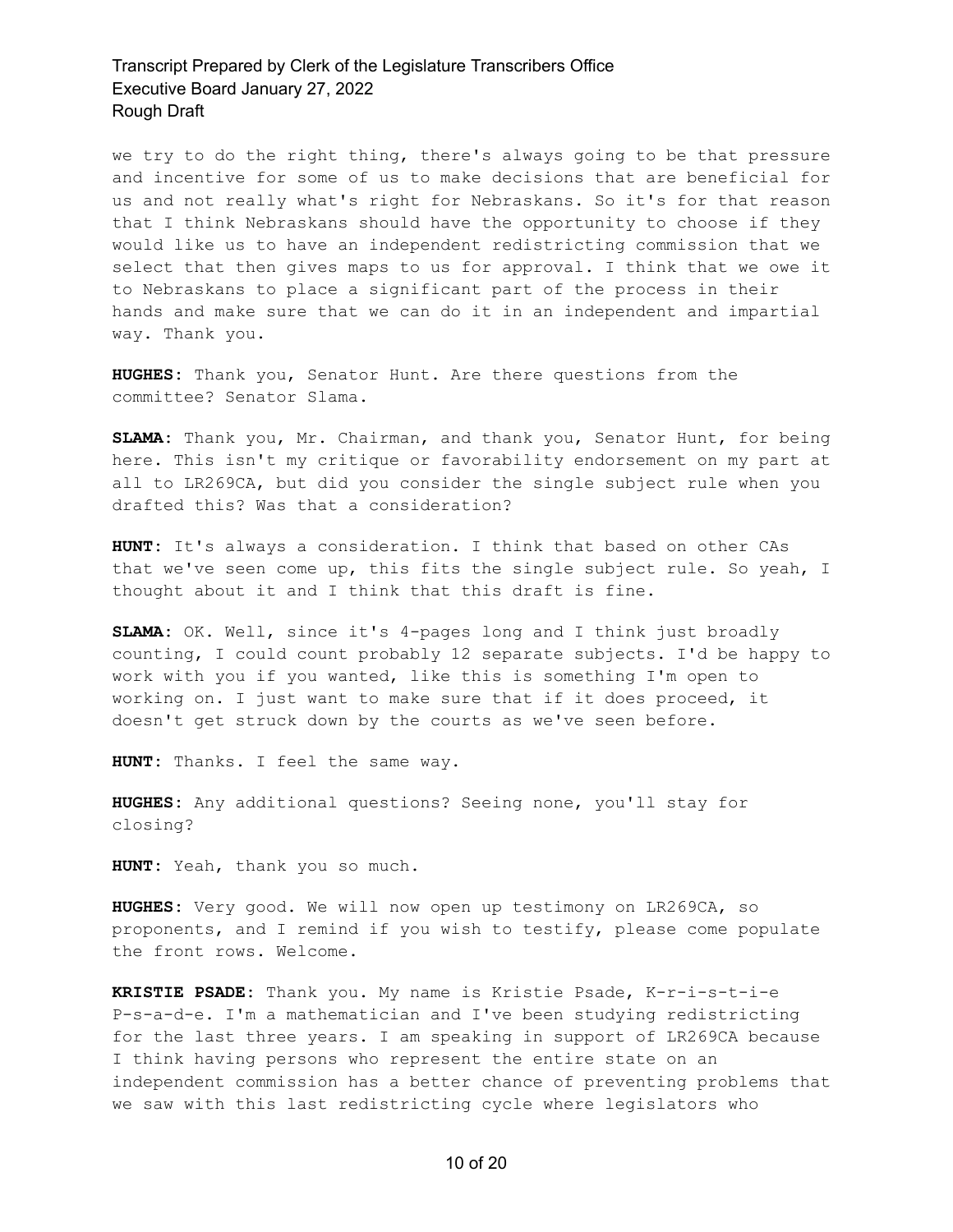we try to do the right thing, there's always going to be that pressure and incentive for some of us to make decisions that are beneficial for us and not really what's right for Nebraskans. So it's for that reason that I think Nebraskans should have the opportunity to choose if they would like us to have an independent redistricting commission that we select that then gives maps to us for approval. I think that we owe it to Nebraskans to place a significant part of the process in their hands and make sure that we can do it in an independent and impartial way. Thank you.

**HUGHES:** Thank you, Senator Hunt. Are there questions from the committee? Senator Slama.

**SLAMA:** Thank you, Mr. Chairman, and thank you, Senator Hunt, for being here. This isn't my critique or favorability endorsement on my part at all to LR269CA, but did you consider the single subject rule when you drafted this? Was that a consideration?

**HUNT:** It's always a consideration. I think that based on other CAs that we've seen come up, this fits the single subject rule. So yeah, I thought about it and I think that this draft is fine.

**SLAMA:** OK. Well, since it's 4-pages long and I think just broadly counting, I could count probably 12 separate subjects. I'd be happy to work with you if you wanted, like this is something I'm open to working on. I just want to make sure that if it does proceed, it doesn't get struck down by the courts as we've seen before.

**HUNT:** Thanks. I feel the same way.

**HUGHES:** Any additional questions? Seeing none, you'll stay for closing?

**HUNT:** Yeah, thank you so much.

**HUGHES:** Very good. We will now open up testimony on LR269CA, so proponents, and I remind if you wish to testify, please come populate the front rows. Welcome.

**KRISTIE PSADE:** Thank you. My name is Kristie Psade, K-r-i-s-t-i-e P-s-a-d-e. I'm a mathematician and I've been studying redistricting for the last three years. I am speaking in support of LR269CA because I think having persons who represent the entire state on an independent commission has a better chance of preventing problems that we saw with this last redistricting cycle where legislators who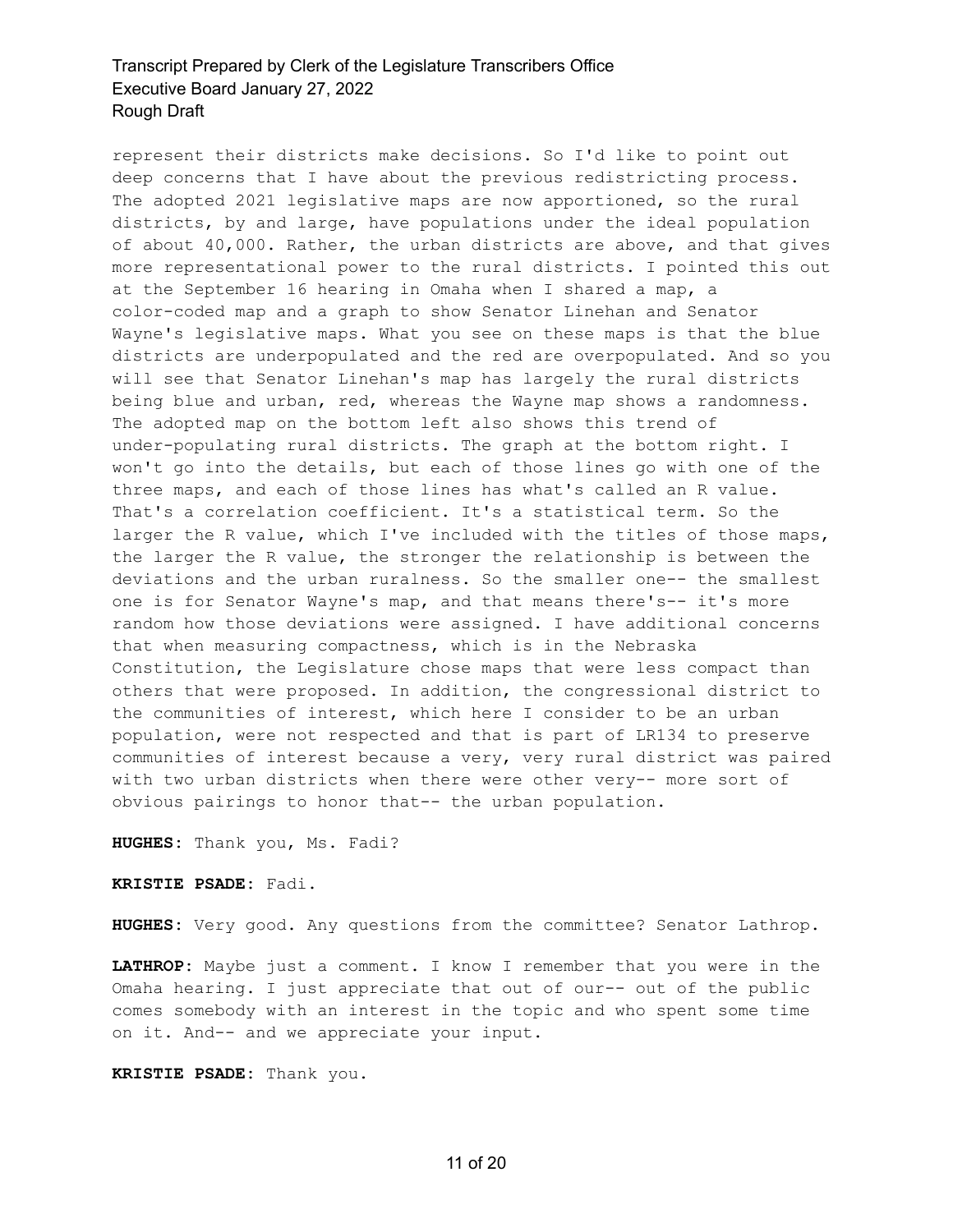represent their districts make decisions. So I'd like to point out deep concerns that I have about the previous redistricting process. The adopted 2021 legislative maps are now apportioned, so the rural districts, by and large, have populations under the ideal population of about 40,000. Rather, the urban districts are above, and that gives more representational power to the rural districts. I pointed this out at the September 16 hearing in Omaha when I shared a map, a color-coded map and a graph to show Senator Linehan and Senator Wayne's legislative maps. What you see on these maps is that the blue districts are underpopulated and the red are overpopulated. And so you will see that Senator Linehan's map has largely the rural districts being blue and urban, red, whereas the Wayne map shows a randomness. The adopted map on the bottom left also shows this trend of under-populating rural districts. The graph at the bottom right. I won't go into the details, but each of those lines go with one of the three maps, and each of those lines has what's called an R value. That's a correlation coefficient. It's a statistical term. So the larger the R value, which I've included with the titles of those maps, the larger the R value, the stronger the relationship is between the deviations and the urban ruralness. So the smaller one-- the smallest one is for Senator Wayne's map, and that means there's-- it's more random how those deviations were assigned. I have additional concerns that when measuring compactness, which is in the Nebraska Constitution, the Legislature chose maps that were less compact than others that were proposed. In addition, the congressional district to the communities of interest, which here I consider to be an urban population, were not respected and that is part of LR134 to preserve communities of interest because a very, very rural district was paired with two urban districts when there were other very-- more sort of obvious pairings to honor that-- the urban population.

**HUGHES:** Thank you, Ms. Fadi?

**KRISTIE PSADE:** Fadi.

**HUGHES:** Very good. Any questions from the committee? Senator Lathrop.

**LATHROP:** Maybe just a comment. I know I remember that you were in the Omaha hearing. I just appreciate that out of our-- out of the public comes somebody with an interest in the topic and who spent some time on it. And-- and we appreciate your input.

**KRISTIE PSADE:** Thank you.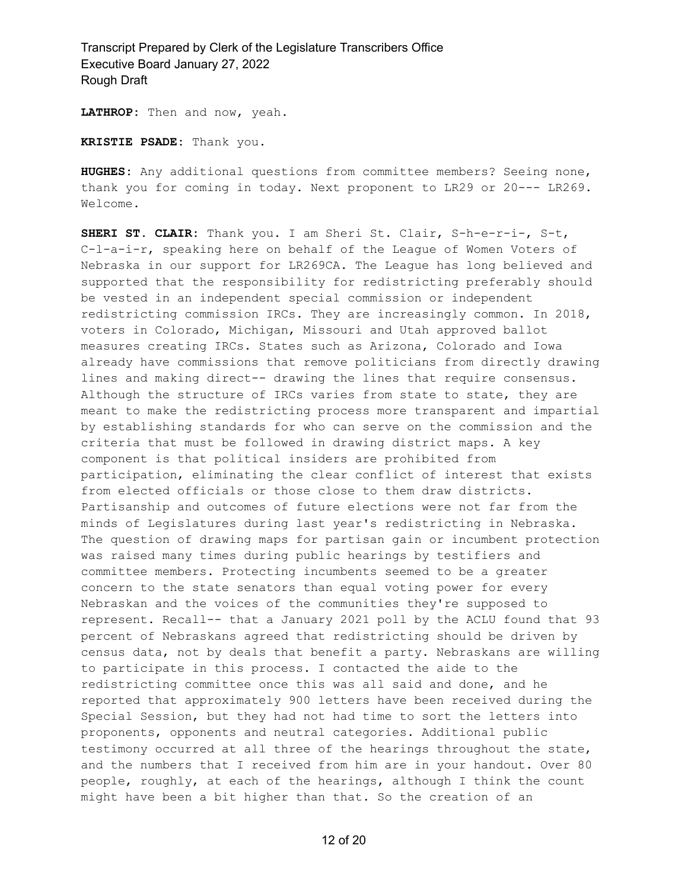**LATHROP:** Then and now, yeah.

**KRISTIE PSADE:** Thank you.

**HUGHES:** Any additional questions from committee members? Seeing none, thank you for coming in today. Next proponent to LR29 or 20--- LR269. Welcome.

**SHERI ST. CLAIR:** Thank you. I am Sheri St. Clair, S-h-e-r-i-, S-t, C-l-a-i-r, speaking here on behalf of the League of Women Voters of Nebraska in our support for LR269CA. The League has long believed and supported that the responsibility for redistricting preferably should be vested in an independent special commission or independent redistricting commission IRCs. They are increasingly common. In 2018, voters in Colorado, Michigan, Missouri and Utah approved ballot measures creating IRCs. States such as Arizona, Colorado and Iowa already have commissions that remove politicians from directly drawing lines and making direct-- drawing the lines that require consensus. Although the structure of IRCs varies from state to state, they are meant to make the redistricting process more transparent and impartial by establishing standards for who can serve on the commission and the criteria that must be followed in drawing district maps. A key component is that political insiders are prohibited from participation, eliminating the clear conflict of interest that exists from elected officials or those close to them draw districts. Partisanship and outcomes of future elections were not far from the minds of Legislatures during last year's redistricting in Nebraska. The question of drawing maps for partisan gain or incumbent protection was raised many times during public hearings by testifiers and committee members. Protecting incumbents seemed to be a greater concern to the state senators than equal voting power for every Nebraskan and the voices of the communities they're supposed to represent. Recall-- that a January 2021 poll by the ACLU found that 93 percent of Nebraskans agreed that redistricting should be driven by census data, not by deals that benefit a party. Nebraskans are willing to participate in this process. I contacted the aide to the redistricting committee once this was all said and done, and he reported that approximately 900 letters have been received during the Special Session, but they had not had time to sort the letters into proponents, opponents and neutral categories. Additional public testimony occurred at all three of the hearings throughout the state, and the numbers that I received from him are in your handout. Over 80 people, roughly, at each of the hearings, although I think the count might have been a bit higher than that. So the creation of an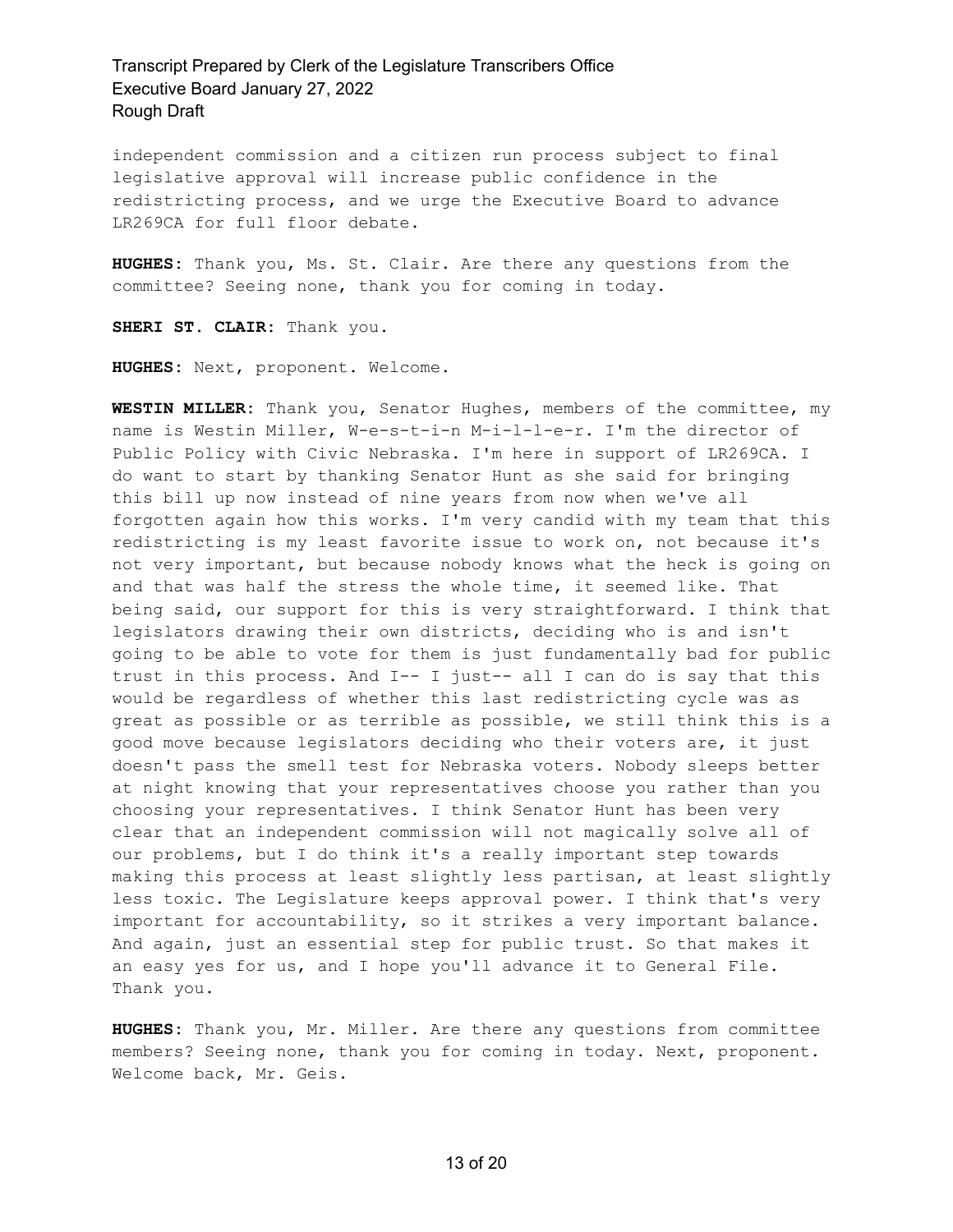independent commission and a citizen run process subject to final legislative approval will increase public confidence in the redistricting process, and we urge the Executive Board to advance LR269CA for full floor debate.

**HUGHES:** Thank you, Ms. St. Clair. Are there any questions from the committee? Seeing none, thank you for coming in today.

**SHERI ST. CLAIR:** Thank you.

**HUGHES:** Next, proponent. Welcome.

**WESTIN MILLER:** Thank you, Senator Hughes, members of the committee, my name is Westin Miller, W-e-s-t-i-n M-i-l-l-e-r. I'm the director of Public Policy with Civic Nebraska. I'm here in support of LR269CA. I do want to start by thanking Senator Hunt as she said for bringing this bill up now instead of nine years from now when we've all forgotten again how this works. I'm very candid with my team that this redistricting is my least favorite issue to work on, not because it's not very important, but because nobody knows what the heck is going on and that was half the stress the whole time, it seemed like. That being said, our support for this is very straightforward. I think that legislators drawing their own districts, deciding who is and isn't going to be able to vote for them is just fundamentally bad for public trust in this process. And I-- I just-- all I can do is say that this would be regardless of whether this last redistricting cycle was as great as possible or as terrible as possible, we still think this is a good move because legislators deciding who their voters are, it just doesn't pass the smell test for Nebraska voters. Nobody sleeps better at night knowing that your representatives choose you rather than you choosing your representatives. I think Senator Hunt has been very clear that an independent commission will not magically solve all of our problems, but I do think it's a really important step towards making this process at least slightly less partisan, at least slightly less toxic. The Legislature keeps approval power. I think that's very important for accountability, so it strikes a very important balance. And again, just an essential step for public trust. So that makes it an easy yes for us, and I hope you'll advance it to General File. Thank you.

**HUGHES:** Thank you, Mr. Miller. Are there any questions from committee members? Seeing none, thank you for coming in today. Next, proponent. Welcome back, Mr. Geis.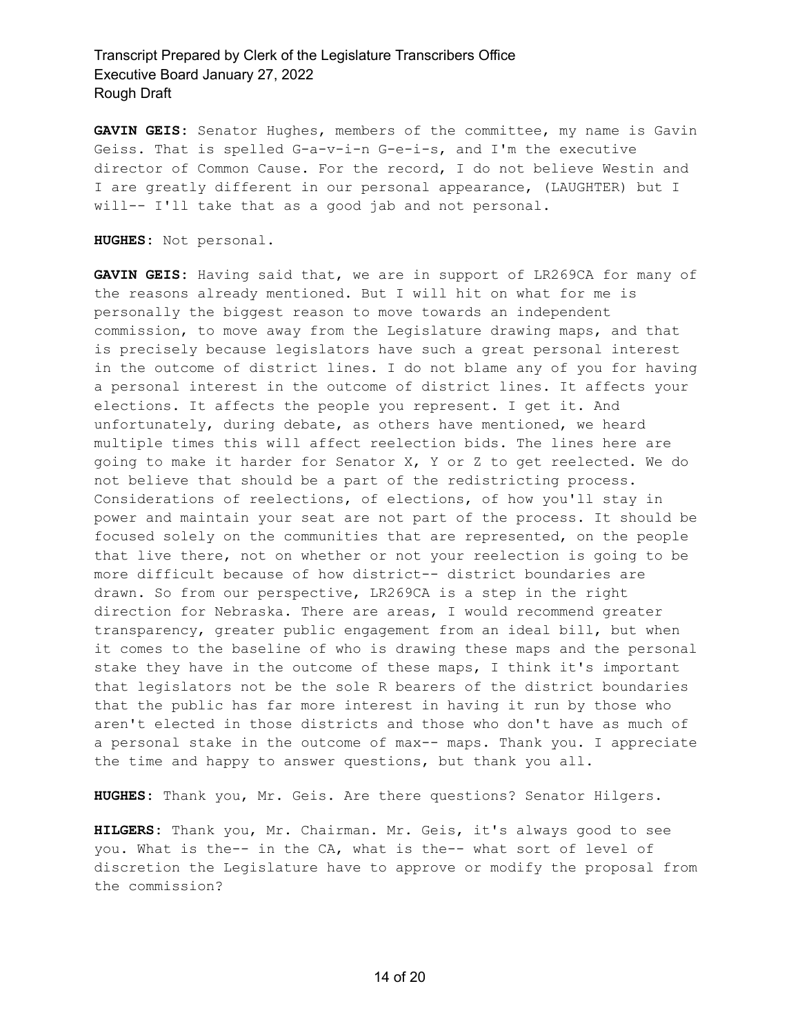**GAVIN GEIS:** Senator Hughes, members of the committee, my name is Gavin Geiss. That is spelled G-a-v-i-n G-e-i-s, and I'm the executive director of Common Cause. For the record, I do not believe Westin and I are greatly different in our personal appearance, (LAUGHTER) but I will-- I'll take that as a good jab and not personal.

**HUGHES:** Not personal.

**GAVIN GEIS:** Having said that, we are in support of LR269CA for many of the reasons already mentioned. But I will hit on what for me is personally the biggest reason to move towards an independent commission, to move away from the Legislature drawing maps, and that is precisely because legislators have such a great personal interest in the outcome of district lines. I do not blame any of you for having a personal interest in the outcome of district lines. It affects your elections. It affects the people you represent. I get it. And unfortunately, during debate, as others have mentioned, we heard multiple times this will affect reelection bids. The lines here are going to make it harder for Senator X, Y or Z to get reelected. We do not believe that should be a part of the redistricting process. Considerations of reelections, of elections, of how you'll stay in power and maintain your seat are not part of the process. It should be focused solely on the communities that are represented, on the people that live there, not on whether or not your reelection is going to be more difficult because of how district-- district boundaries are drawn. So from our perspective, LR269CA is a step in the right direction for Nebraska. There are areas, I would recommend greater transparency, greater public engagement from an ideal bill, but when it comes to the baseline of who is drawing these maps and the personal stake they have in the outcome of these maps, I think it's important that legislators not be the sole R bearers of the district boundaries that the public has far more interest in having it run by those who aren't elected in those districts and those who don't have as much of a personal stake in the outcome of max-- maps. Thank you. I appreciate the time and happy to answer questions, but thank you all.

**HUGHES:** Thank you, Mr. Geis. Are there questions? Senator Hilgers.

**HILGERS:** Thank you, Mr. Chairman. Mr. Geis, it's always good to see you. What is the-- in the CA, what is the-- what sort of level of discretion the Legislature have to approve or modify the proposal from the commission?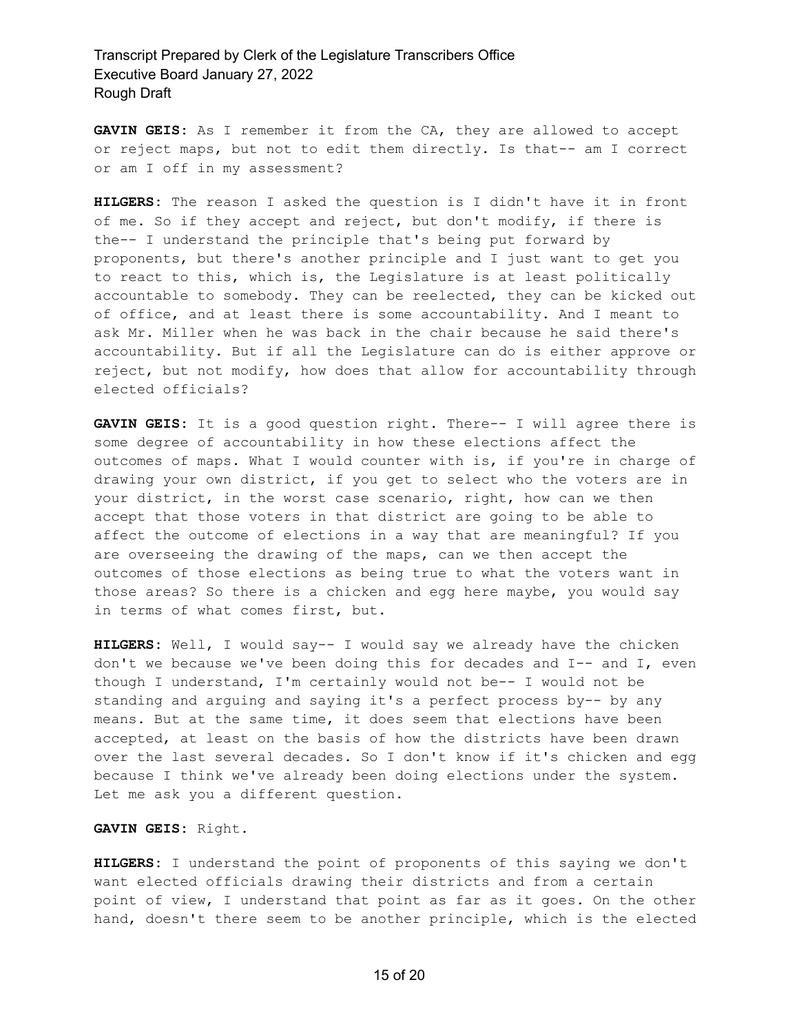**GAVIN GEIS:** As I remember it from the CA, they are allowed to accept or reject maps, but not to edit them directly. Is that-- am I correct or am I off in my assessment?

**HILGERS:** The reason I asked the question is I didn't have it in front of me. So if they accept and reject, but don't modify, if there is the-- I understand the principle that's being put forward by proponents, but there's another principle and I just want to get you to react to this, which is, the Legislature is at least politically accountable to somebody. They can be reelected, they can be kicked out of office, and at least there is some accountability. And I meant to ask Mr. Miller when he was back in the chair because he said there's accountability. But if all the Legislature can do is either approve or reject, but not modify, how does that allow for accountability through elected officials?

**GAVIN GEIS:** It is a good question right. There-- I will agree there is some degree of accountability in how these elections affect the outcomes of maps. What I would counter with is, if you're in charge of drawing your own district, if you get to select who the voters are in your district, in the worst case scenario, right, how can we then accept that those voters in that district are going to be able to affect the outcome of elections in a way that are meaningful? If you are overseeing the drawing of the maps, can we then accept the outcomes of those elections as being true to what the voters want in those areas? So there is a chicken and egg here maybe, you would say in terms of what comes first, but.

**HILGERS:** Well, I would say-- I would say we already have the chicken don't we because we've been doing this for decades and I-- and I, even though I understand, I'm certainly would not be-- I would not be standing and arguing and saying it's a perfect process by-- by any means. But at the same time, it does seem that elections have been accepted, at least on the basis of how the districts have been drawn over the last several decades. So I don't know if it's chicken and egg because I think we've already been doing elections under the system. Let me ask you a different question.

**GAVIN GEIS:** Right.

**HILGERS:** I understand the point of proponents of this saying we don't want elected officials drawing their districts and from a certain point of view, I understand that point as far as it goes. On the other hand, doesn't there seem to be another principle, which is the elected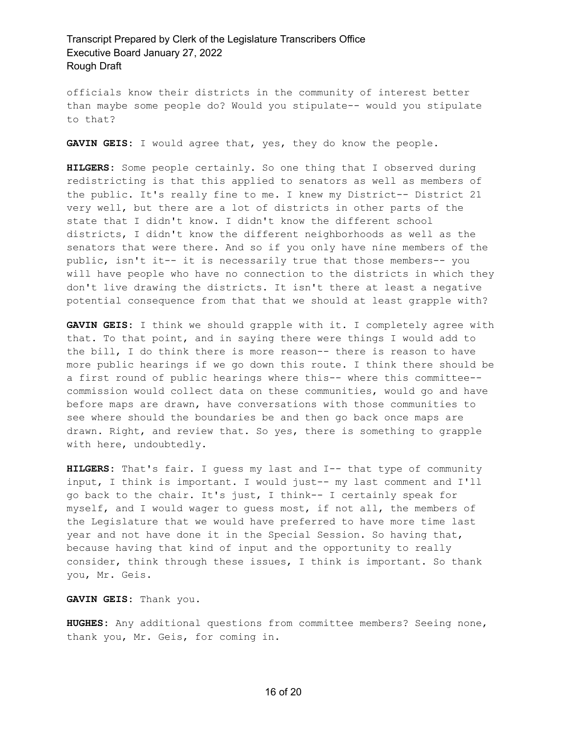officials know their districts in the community of interest better than maybe some people do? Would you stipulate-- would you stipulate to that?

**GAVIN GEIS:** I would agree that, yes, they do know the people.

**HILGERS:** Some people certainly. So one thing that I observed during redistricting is that this applied to senators as well as members of the public. It's really fine to me. I knew my District-- District 21 very well, but there are a lot of districts in other parts of the state that I didn't know. I didn't know the different school districts, I didn't know the different neighborhoods as well as the senators that were there. And so if you only have nine members of the public, isn't it-- it is necessarily true that those members-- you will have people who have no connection to the districts in which they don't live drawing the districts. It isn't there at least a negative potential consequence from that that we should at least grapple with?

**GAVIN GEIS:** I think we should grapple with it. I completely agree with that. To that point, and in saying there were things I would add to the bill, I do think there is more reason-- there is reason to have more public hearings if we go down this route. I think there should be a first round of public hearings where this-- where this committee-- commission would collect data on these communities, would go and have before maps are drawn, have conversations with those communities to see where should the boundaries be and then go back once maps are drawn. Right, and review that. So yes, there is something to grapple with here, undoubtedly.

**HILGERS:** That's fair. I guess my last and I-- that type of community input, I think is important. I would just-- my last comment and I'll go back to the chair. It's just, I think-- I certainly speak for myself, and I would wager to guess most, if not all, the members of the Legislature that we would have preferred to have more time last year and not have done it in the Special Session. So having that, because having that kind of input and the opportunity to really consider, think through these issues, I think is important. So thank you, Mr. Geis.

**GAVIN GEIS:** Thank you.

**HUGHES:** Any additional questions from committee members? Seeing none, thank you, Mr. Geis, for coming in.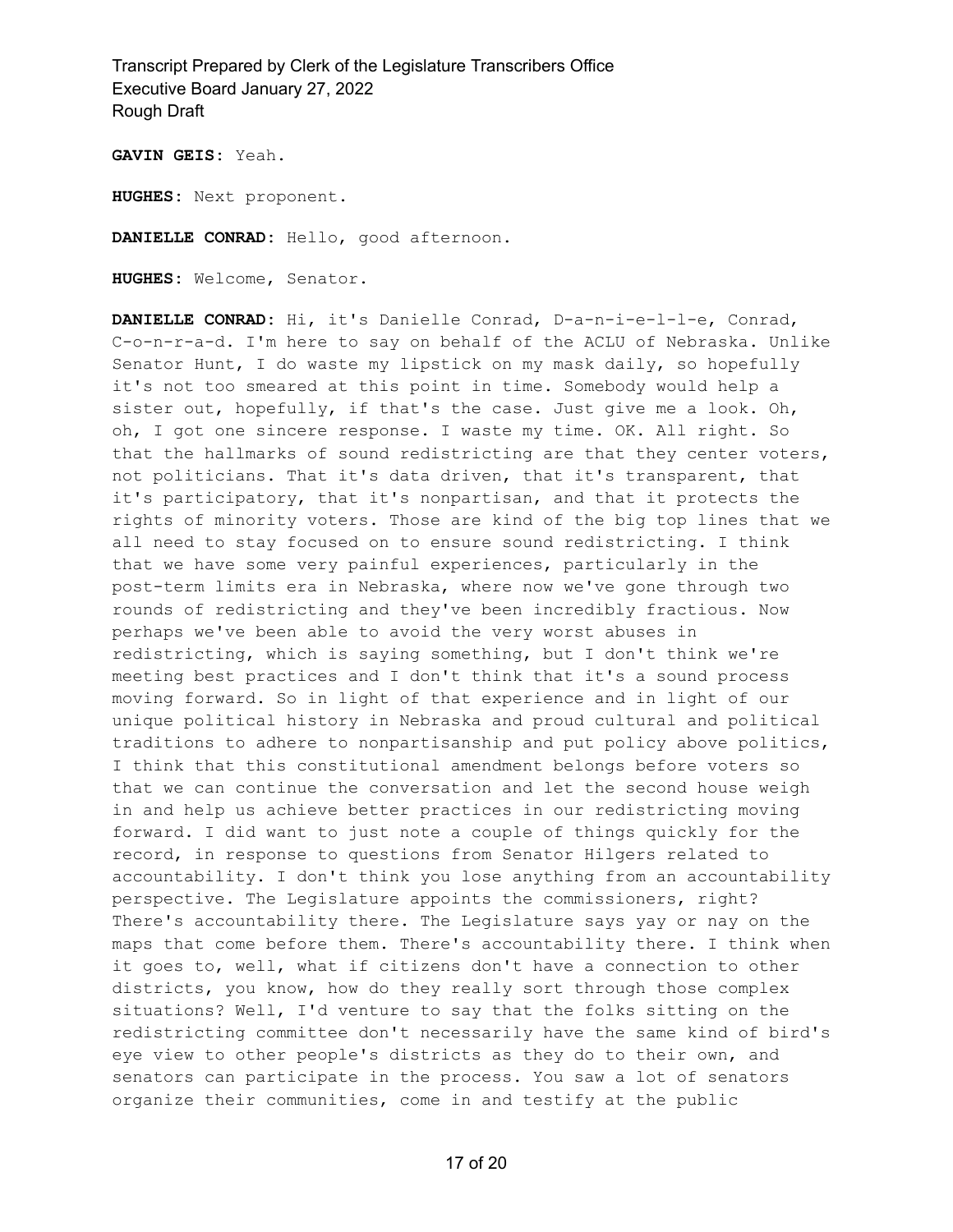**GAVIN GEIS:** Yeah.

**HUGHES:** Next proponent.

**DANIELLE CONRAD:** Hello, good afternoon.

**HUGHES:** Welcome, Senator.

**DANIELLE CONRAD:** Hi, it's Danielle Conrad, D-a-n-i-e-l-l-e, Conrad, C-o-n-r-a-d. I'm here to say on behalf of the ACLU of Nebraska. Unlike Senator Hunt, I do waste my lipstick on my mask daily, so hopefully it's not too smeared at this point in time. Somebody would help a sister out, hopefully, if that's the case. Just give me a look. Oh, oh, I got one sincere response. I waste my time. OK. All right. So that the hallmarks of sound redistricting are that they center voters, not politicians. That it's data driven, that it's transparent, that it's participatory, that it's nonpartisan, and that it protects the rights of minority voters. Those are kind of the big top lines that we all need to stay focused on to ensure sound redistricting. I think that we have some very painful experiences, particularly in the post-term limits era in Nebraska, where now we've gone through two rounds of redistricting and they've been incredibly fractious. Now perhaps we've been able to avoid the very worst abuses in redistricting, which is saying something, but I don't think we're meeting best practices and I don't think that it's a sound process moving forward. So in light of that experience and in light of our unique political history in Nebraska and proud cultural and political traditions to adhere to nonpartisanship and put policy above politics, I think that this constitutional amendment belongs before voters so that we can continue the conversation and let the second house weigh in and help us achieve better practices in our redistricting moving forward. I did want to just note a couple of things quickly for the record, in response to questions from Senator Hilgers related to accountability. I don't think you lose anything from an accountability perspective. The Legislature appoints the commissioners, right? There's accountability there. The Legislature says yay or nay on the maps that come before them. There's accountability there. I think when it goes to, well, what if citizens don't have a connection to other districts, you know, how do they really sort through those complex situations? Well, I'd venture to say that the folks sitting on the redistricting committee don't necessarily have the same kind of bird's eye view to other people's districts as they do to their own, and senators can participate in the process. You saw a lot of senators organize their communities, come in and testify at the public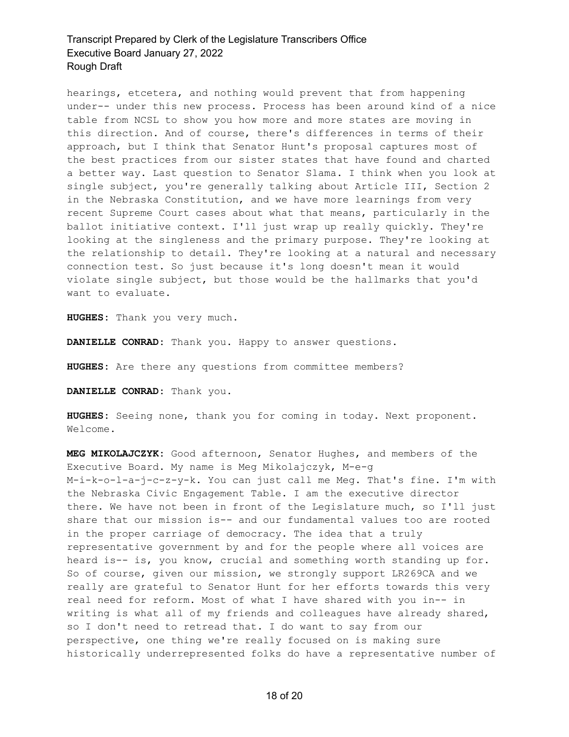hearings, etcetera, and nothing would prevent that from happening under-- under this new process. Process has been around kind of a nice table from NCSL to show you how more and more states are moving in this direction. And of course, there's differences in terms of their approach, but I think that Senator Hunt's proposal captures most of the best practices from our sister states that have found and charted a better way. Last question to Senator Slama. I think when you look at single subject, you're generally talking about Article III, Section 2 in the Nebraska Constitution, and we have more learnings from very recent Supreme Court cases about what that means, particularly in the ballot initiative context. I'll just wrap up really quickly. They're looking at the singleness and the primary purpose. They're looking at the relationship to detail. They're looking at a natural and necessary connection test. So just because it's long doesn't mean it would violate single subject, but those would be the hallmarks that you'd want to evaluate.

**HUGHES:** Thank you very much.

**DANIELLE CONRAD:** Thank you. Happy to answer questions.

**HUGHES:** Are there any questions from committee members?

**DANIELLE CONRAD:** Thank you.

**HUGHES:** Seeing none, thank you for coming in today. Next proponent. Welcome.

**MEG MIKOLAJCZYK:** Good afternoon, Senator Hughes, and members of the Executive Board. My name is Meg Mikolajczyk, M-e-g M-i-k-o-l-a-j-c-z-y-k. You can just call me Meg. That's fine. I'm with the Nebraska Civic Engagement Table. I am the executive director there. We have not been in front of the Legislature much, so I'll just share that our mission is-- and our fundamental values too are rooted in the proper carriage of democracy. The idea that a truly representative government by and for the people where all voices are heard is-- is, you know, crucial and something worth standing up for. So of course, given our mission, we strongly support LR269CA and we really are grateful to Senator Hunt for her efforts towards this very real need for reform. Most of what I have shared with you in-- in writing is what all of my friends and colleagues have already shared, so I don't need to retread that. I do want to say from our perspective, one thing we're really focused on is making sure historically underrepresented folks do have a representative number of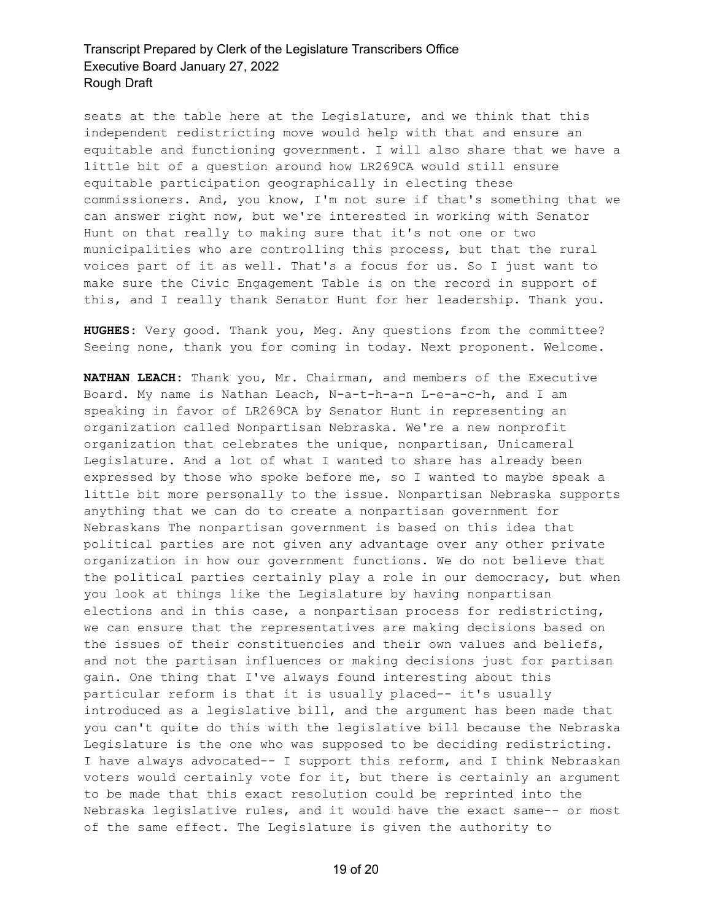seats at the table here at the Legislature, and we think that this independent redistricting move would help with that and ensure an equitable and functioning government. I will also share that we have a little bit of a question around how LR269CA would still ensure equitable participation geographically in electing these commissioners. And, you know, I'm not sure if that's something that we can answer right now, but we're interested in working with Senator Hunt on that really to making sure that it's not one or two municipalities who are controlling this process, but that the rural voices part of it as well. That's a focus for us. So I just want to make sure the Civic Engagement Table is on the record in support of this, and I really thank Senator Hunt for her leadership. Thank you.

**HUGHES:** Very good. Thank you, Meg. Any questions from the committee? Seeing none, thank you for coming in today. Next proponent. Welcome.

**NATHAN LEACH:** Thank you, Mr. Chairman, and members of the Executive Board. My name is Nathan Leach, N-a-t-h-a-n L-e-a-c-h, and I am speaking in favor of LR269CA by Senator Hunt in representing an organization called Nonpartisan Nebraska. We're a new nonprofit organization that celebrates the unique, nonpartisan, Unicameral Legislature. And a lot of what I wanted to share has already been expressed by those who spoke before me, so I wanted to maybe speak a little bit more personally to the issue. Nonpartisan Nebraska supports anything that we can do to create a nonpartisan government for Nebraskans The nonpartisan government is based on this idea that political parties are not given any advantage over any other private organization in how our government functions. We do not believe that the political parties certainly play a role in our democracy, but when you look at things like the Legislature by having nonpartisan elections and in this case, a nonpartisan process for redistricting, we can ensure that the representatives are making decisions based on the issues of their constituencies and their own values and beliefs, and not the partisan influences or making decisions just for partisan gain. One thing that I've always found interesting about this particular reform is that it is usually placed-- it's usually introduced as a legislative bill, and the argument has been made that you can't quite do this with the legislative bill because the Nebraska Legislature is the one who was supposed to be deciding redistricting. I have always advocated-- I support this reform, and I think Nebraskan voters would certainly vote for it, but there is certainly an argument to be made that this exact resolution could be reprinted into the Nebraska legislative rules, and it would have the exact same-- or most of the same effect. The Legislature is given the authority to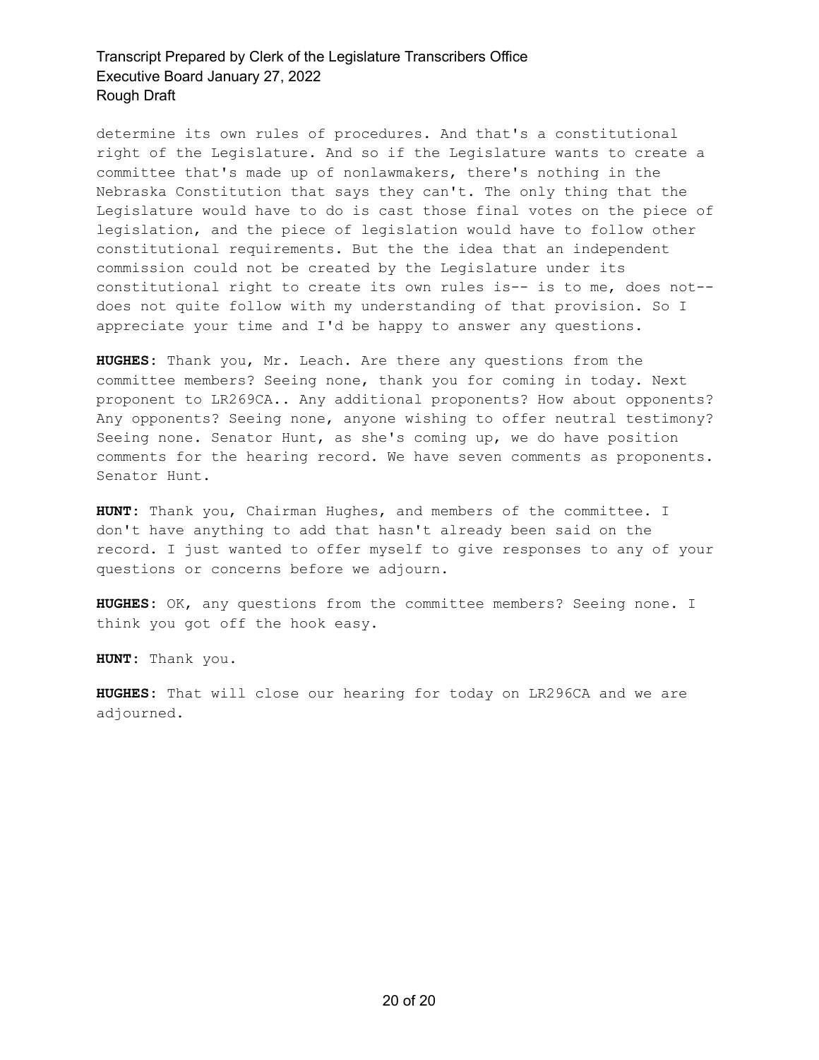determine its own rules of procedures. And that's a constitutional right of the Legislature. And so if the Legislature wants to create a committee that's made up of nonlawmakers, there's nothing in the Nebraska Constitution that says they can't. The only thing that the Legislature would have to do is cast those final votes on the piece of legislation, and the piece of legislation would have to follow other constitutional requirements. But the the idea that an independent commission could not be created by the Legislature under its constitutional right to create its own rules is-- is to me, does not-- does not quite follow with my understanding of that provision. So I appreciate your time and I'd be happy to answer any questions.

**HUGHES:** Thank you, Mr. Leach. Are there any questions from the committee members? Seeing none, thank you for coming in today. Next proponent to LR269CA.. Any additional proponents? How about opponents? Any opponents? Seeing none, anyone wishing to offer neutral testimony? Seeing none. Senator Hunt, as she's coming up, we do have position comments for the hearing record. We have seven comments as proponents. Senator Hunt.

**HUNT:** Thank you, Chairman Hughes, and members of the committee. I don't have anything to add that hasn't already been said on the record. I just wanted to offer myself to give responses to any of your questions or concerns before we adjourn.

**HUGHES:** OK, any questions from the committee members? Seeing none. I think you got off the hook easy.

**HUNT:** Thank you.

**HUGHES:** That will close our hearing for today on LR296CA and we are adjourned.